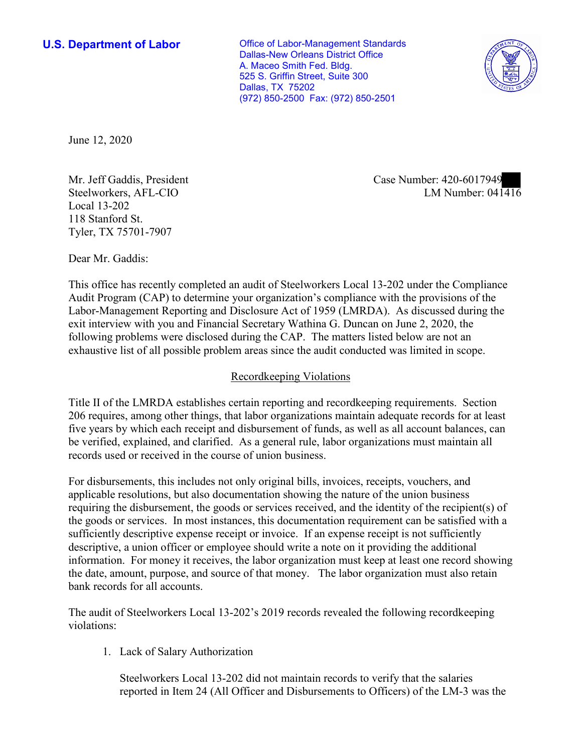**U.S. Department of Labor**

Office of Labor-Management Standards
Dallas-New Orleans District Office
A. Maceo Smith Fed. Bldg.
525 S. Griffin Street, Suite 300
Dallas, TX 75202
(972) 850-2500 Fax: (972) 850-2501

June 12, 2020

Mr. Jeff Gaddis, President
Steelworkers, AFL-CIO
Local 13-202
118 Stanford St.
Tyler, TX 75701-7907

Case Number: 420-6017949
LM Number: 041416

Dear Mr. Gaddis:

This office has recently completed an audit of Steelworkers Local 13-202 under the Compliance Audit Program (CAP) to determine your organization's compliance with the provisions of the Labor-Management Reporting and Disclosure Act of 1959 (LMRDA). As discussed during the exit interview with you and Financial Secretary Wathina G. Duncan on June 2, 2020, the following problems were disclosed during the CAP. The matters listed below are not an exhaustive list of all possible problem areas since the audit conducted was limited in scope.

## Recordkeeping Violations

Title II of the LMRDA establishes certain reporting and recordkeeping requirements. Section 206 requires, among other things, that labor organizations maintain adequate records for at least five years by which each receipt and disbursement of funds, as well as all account balances, can be verified, explained, and clarified. As a general rule, labor organizations must maintain all records used or received in the course of union business.

For disbursements, this includes not only original bills, invoices, receipts, vouchers, and applicable resolutions, but also documentation showing the nature of the union business requiring the disbursement, the goods or services received, and the identity of the recipient(s) of the goods or services. In most instances, this documentation requirement can be satisfied with a sufficiently descriptive expense receipt or invoice. If an expense receipt is not sufficiently descriptive, a union officer or employee should write a note on it providing the additional information. For money it receives, the labor organization must keep at least one record showing the date, amount, purpose, and source of that money. The labor organization must also retain bank records for all accounts.

The audit of Steelworkers Local 13-202's 2019 records revealed the following recordkeeping violations:

1. Lack of Salary Authorization

   Steelworkers Local 13-202 did not maintain records to verify that the salaries reported in Item 24 (All Officer and Disbursements to Officers) of the LM-3 was the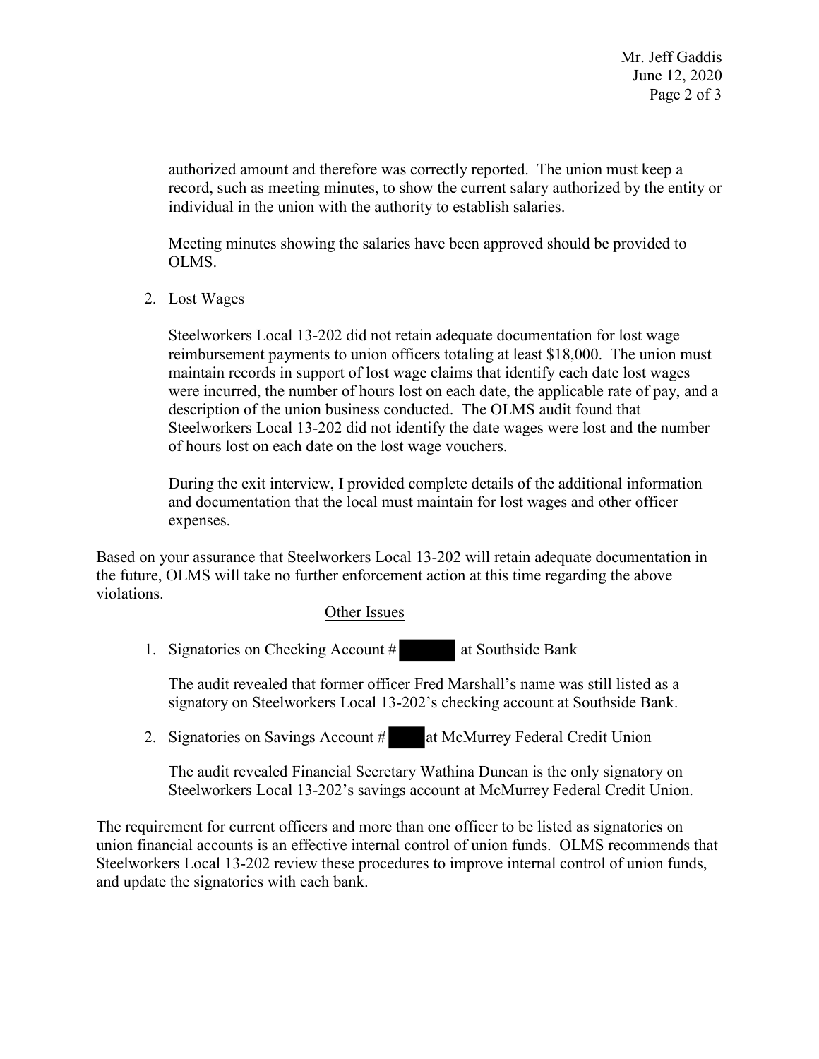authorized amount and therefore was correctly reported. The union must keep a record, such as meeting minutes, to show the current salary authorized by the entity or individual in the union with the authority to establish salaries.

Meeting minutes showing the salaries have been approved should be provided to OLMS.

2. Lost Wages

   Steelworkers Local 13-202 did not retain adequate documentation for lost wage reimbursement payments to union officers totaling at least $18,000. The union must maintain records in support of lost wage claims that identify each date lost wages were incurred, the number of hours lost on each date, the applicable rate of pay, and a description of the union business conducted. The OLMS audit found that Steelworkers Local 13-202 did not identify the date wages were lost and the number of hours lost on each date on the lost wage vouchers.

   During the exit interview, I provided complete details of the additional information and documentation that the local must maintain for lost wages and other officer expenses.

Based on your assurance that Steelworkers Local 13-202 will retain adequate documentation in the future, OLMS will take no further enforcement action at this time regarding the above violations.

## Other Issues

1. Signatories on Checking Account # at Southside Bank

   The audit revealed that former officer Fred Marshall's name was still listed as a signatory on Steelworkers Local 13-202's checking account at Southside Bank.

2. Signatories on Savings Account # at McMurrey Federal Credit Union

   The audit revealed Financial Secretary Wathina Duncan is the only signatory on Steelworkers Local 13-202's savings account at McMurrey Federal Credit Union.

The requirement for current officers and more than one officer to be listed as signatories on union financial accounts is an effective internal control of union funds. OLMS recommends that Steelworkers Local 13-202 review these procedures to improve internal control of union funds, and update the signatories with each bank.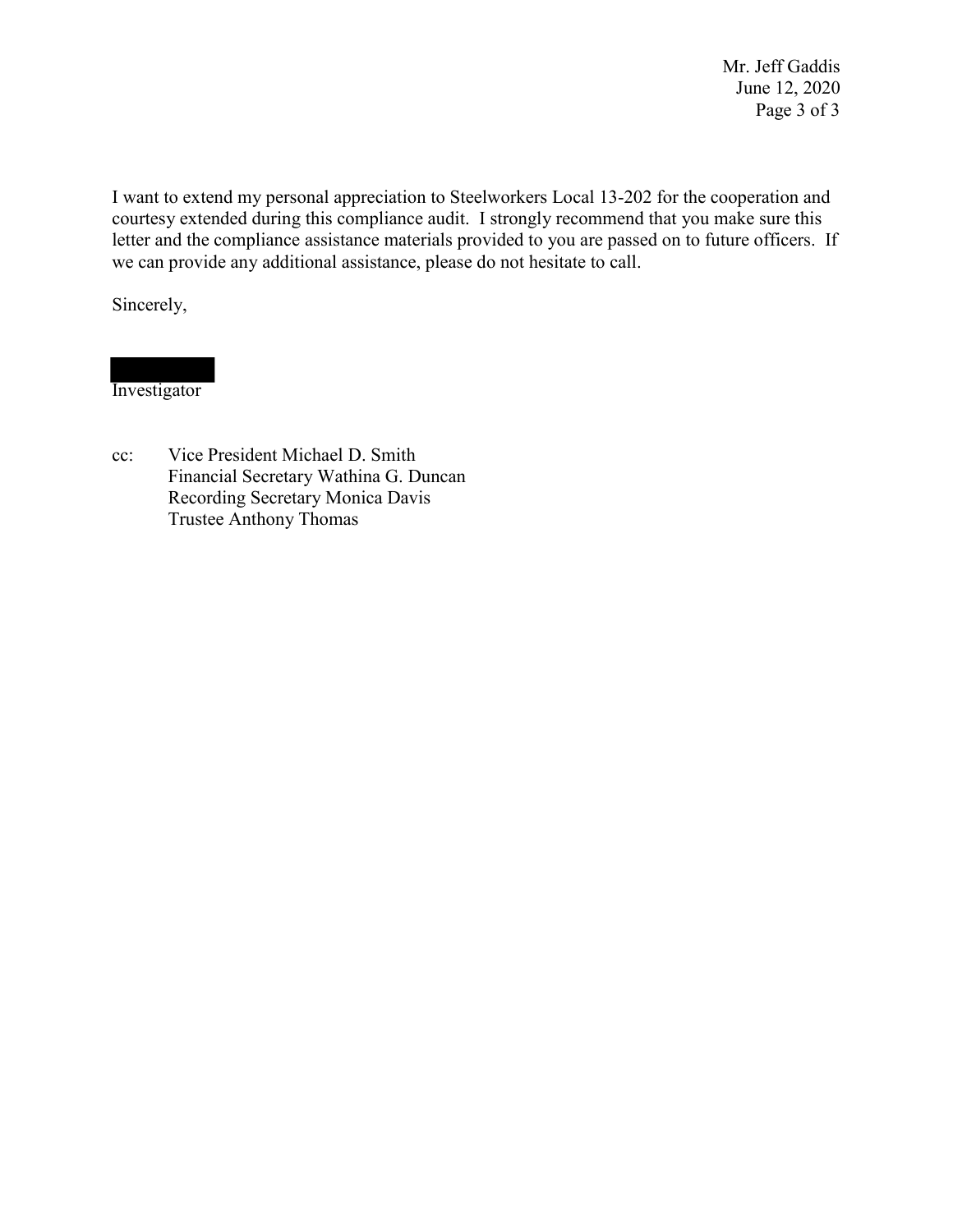I want to extend my personal appreciation to Steelworkers Local 13-202 for the cooperation and courtesy extended during this compliance audit. I strongly recommend that you make sure this letter and the compliance assistance materials provided to you are passed on to future officers. If we can provide any additional assistance, please do not hesitate to call.

Sincerely,

Investigator

cc: Vice President Michael D. Smith
Financial Secretary Wathina G. Duncan
Recording Secretary Monica Davis
Trustee Anthony Thomas